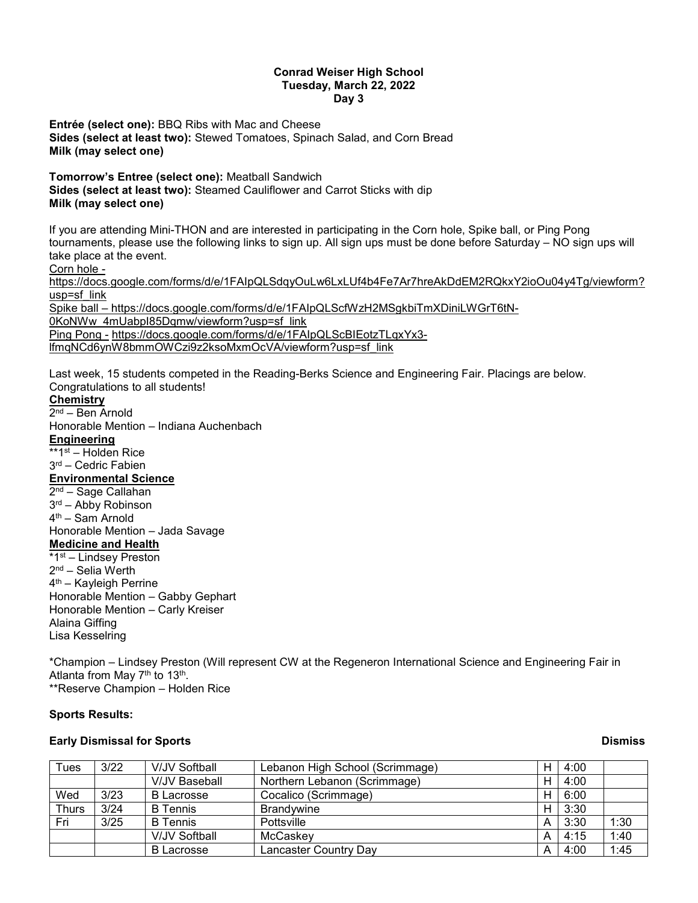**Conrad Weiser High School**
**Tuesday, March 22, 2022**
**Day 3**

**Entrée (select one):** BBQ Ribs with Mac and Cheese
**Sides (select at least two):** Stewed Tomatoes, Spinach Salad, and Corn Bread
**Milk (may select one)**

**Tomorrow's Entree (select one):** Meatball Sandwich
**Sides (select at least two):** Steamed Cauliflower and Carrot Sticks with dip
**Milk (may select one)**

If you are attending Mini-THON and are interested in participating in the Corn hole, Spike ball, or Ping Pong tournaments, please use the following links to sign up. All sign ups must be done before Saturday – NO sign ups will take place at the event.

Corn hole - https://docs.google.com/forms/d/e/1FAIpQLSdqyOuLw6LxLUf4b4Fe7Ar7hreAkDdEM2RQkxY2ioOu04y4Tg/viewform?usp=sf_link

Spike ball – https://docs.google.com/forms/d/e/1FAIpQLScfWzH2MSgkbiTmXDiniLWGrT6tN-0KoNWw_4mUabpI85Dqmw/viewform?usp=sf_link

Ping Pong - https://docs.google.com/forms/d/e/1FAIpQLScBIEotzTLqxYx3-lfmqNCd6ynW8bmmOWCzi9z2ksoMxmOcVA/viewform?usp=sf_link

Last week, 15 students competed in the Reading-Berks Science and Engineering Fair. Placings are below. Congratulations to all students!

**Chemistry**
2nd – Ben Arnold
Honorable Mention – Indiana Auchenbach

**Engineering**
**1st – Holden Rice
3rd – Cedric Fabien

**Environmental Science**
2nd – Sage Callahan
3rd – Abby Robinson
4th – Sam Arnold
Honorable Mention – Jada Savage

**Medicine and Health**
*1st – Lindsey Preston
2nd – Selia Werth
4th – Kayleigh Perrine
Honorable Mention – Gabby Gephart
Honorable Mention – Carly Kreiser
Alaina Giffing
Lisa Kesselring

*Champion – Lindsey Preston (Will represent CW at the Regeneron International Science and Engineering Fair in Atlanta from May 7th to 13th.
**Reserve Champion – Holden Rice

**Sports Results:**

**Early Dismissal for Sports** **Dismiss**

| | | | | | | Dismiss |
|---|---|---|---|---|---|---|
| Tues | 3/22 | V/JV Softball | Lebanon High School (Scrimmage) | H | 4:00 | |
| | | V/JV Baseball | Northern Lebanon (Scrimmage) | H | 4:00 | |
| Wed | 3/23 | B Lacrosse | Cocalico (Scrimmage) | H | 6:00 | |
| Thurs | 3/24 | B Tennis | Brandywine | H | 3:30 | |
| Fri | 3/25 | B Tennis | Pottsville | A | 3:30 | 1:30 |
| | | V/JV Softball | McCaskey | A | 4:15 | 1:40 |
| | | B Lacrosse | Lancaster Country Day | A | 4:00 | 1:45 |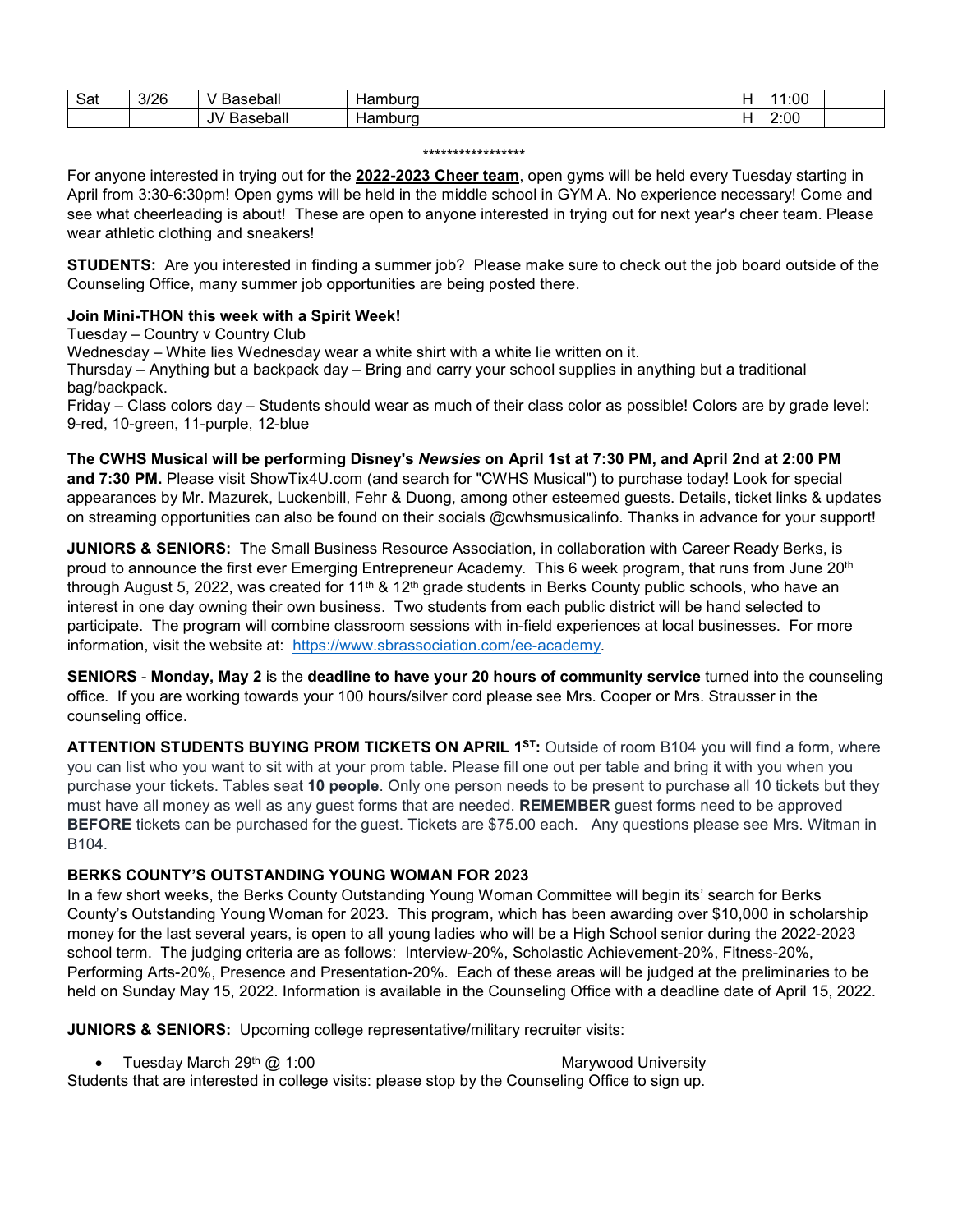| Sat | 3/26 | V Baseball | Hamburg | H | 11:00 | |
|---|---|---|---|---|---|---|
| | | JV Baseball | Hamburg | H | 2:00 | |

*****************

For anyone interested in trying out for the **2022-2023 Cheer team**, open gyms will be held every Tuesday starting in April from 3:30-6:30pm! Open gyms will be held in the middle school in GYM A. No experience necessary! Come and see what cheerleading is about! These are open to anyone interested in trying out for next year's cheer team. Please wear athletic clothing and sneakers!

**STUDENTS:** Are you interested in finding a summer job? Please make sure to check out the job board outside of the Counseling Office, many summer job opportunities are being posted there.

**Join Mini-THON this week with a Spirit Week!**
Tuesday – Country v Country Club
Wednesday – White lies Wednesday wear a white shirt with a white lie written on it.
Thursday – Anything but a backpack day – Bring and carry your school supplies in anything but a traditional bag/backpack.
Friday – Class colors day – Students should wear as much of their class color as possible! Colors are by grade level: 9-red, 10-green, 11-purple, 12-blue

**The CWHS Musical will be performing Disney's *Newsies* on April 1st at 7:30 PM, and April 2nd at 2:00 PM and 7:30 PM.** Please visit ShowTix4U.com (and search for "CWHS Musical") to purchase today! Look for special appearances by Mr. Mazurek, Luckenbill, Fehr & Duong, among other esteemed guests. Details, ticket links & updates on streaming opportunities can also be found on their socials @cwhsmusicalinfo. Thanks in advance for your support!

**JUNIORS & SENIORS:** The Small Business Resource Association, in collaboration with Career Ready Berks, is proud to announce the first ever Emerging Entrepreneur Academy. This 6 week program, that runs from June 20th through August 5, 2022, was created for 11th & 12th grade students in Berks County public schools, who have an interest in one day owning their own business. Two students from each public district will be hand selected to participate. The program will combine classroom sessions with in-field experiences at local businesses. For more information, visit the website at: https://www.sbrassociation.com/ee-academy.

**SENIORS** - **Monday, May 2** is the **deadline to have your 20 hours of community service** turned into the counseling office. If you are working towards your 100 hours/silver cord please see Mrs. Cooper or Mrs. Strausser in the counseling office.

**ATTENTION STUDENTS BUYING PROM TICKETS ON APRIL 1ST:** Outside of room B104 you will find a form, where you can list who you want to sit with at your prom table. Please fill one out per table and bring it with you when you purchase your tickets. Tables seat **10 people**. Only one person needs to be present to purchase all 10 tickets but they must have all money as well as any guest forms that are needed. **REMEMBER** guest forms need to be approved **BEFORE** tickets can be purchased for the guest. Tickets are $75.00 each. Any questions please see Mrs. Witman in B104.

**BERKS COUNTY'S OUTSTANDING YOUNG WOMAN FOR 2023**
In a few short weeks, the Berks County Outstanding Young Woman Committee will begin its' search for Berks County's Outstanding Young Woman for 2023. This program, which has been awarding over $10,000 in scholarship money for the last several years, is open to all young ladies who will be a High School senior during the 2022-2023 school term. The judging criteria are as follows: Interview-20%, Scholastic Achievement-20%, Fitness-20%, Performing Arts-20%, Presence and Presentation-20%. Each of these areas will be judged at the preliminaries to be held on Sunday May 15, 2022. Information is available in the Counseling Office with a deadline date of April 15, 2022.

**JUNIORS & SENIORS:** Upcoming college representative/military recruiter visits:

- Tuesday March 29th @ 1:00 Marywood University

Students that are interested in college visits: please stop by the Counseling Office to sign up.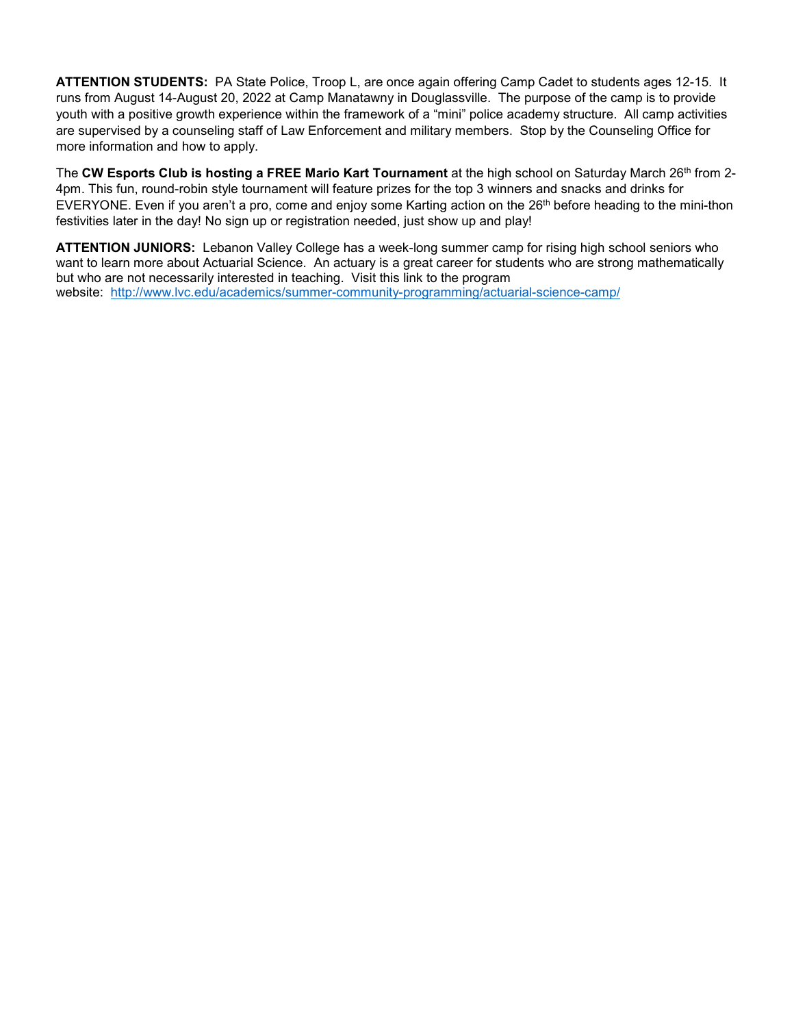**ATTENTION STUDENTS:** PA State Police, Troop L, are once again offering Camp Cadet to students ages 12-15. It runs from August 14-August 20, 2022 at Camp Manatawny in Douglassville. The purpose of the camp is to provide youth with a positive growth experience within the framework of a "mini" police academy structure. All camp activities are supervised by a counseling staff of Law Enforcement and military members. Stop by the Counseling Office for more information and how to apply.

The **CW Esports Club is hosting a FREE Mario Kart Tournament** at the high school on Saturday March 26th from 2-4pm. This fun, round-robin style tournament will feature prizes for the top 3 winners and snacks and drinks for EVERYONE. Even if you aren't a pro, come and enjoy some Karting action on the 26th before heading to the mini-thon festivities later in the day! No sign up or registration needed, just show up and play!

**ATTENTION JUNIORS:** Lebanon Valley College has a week-long summer camp for rising high school seniors who want to learn more about Actuarial Science. An actuary is a great career for students who are strong mathematically but who are not necessarily interested in teaching. Visit this link to the program website: [http://www.lvc.edu/academics/summer-community-programming/actuarial-science-camp/](http://www.lvc.edu/academics/summer-community-programming/actuarial-science-camp/)